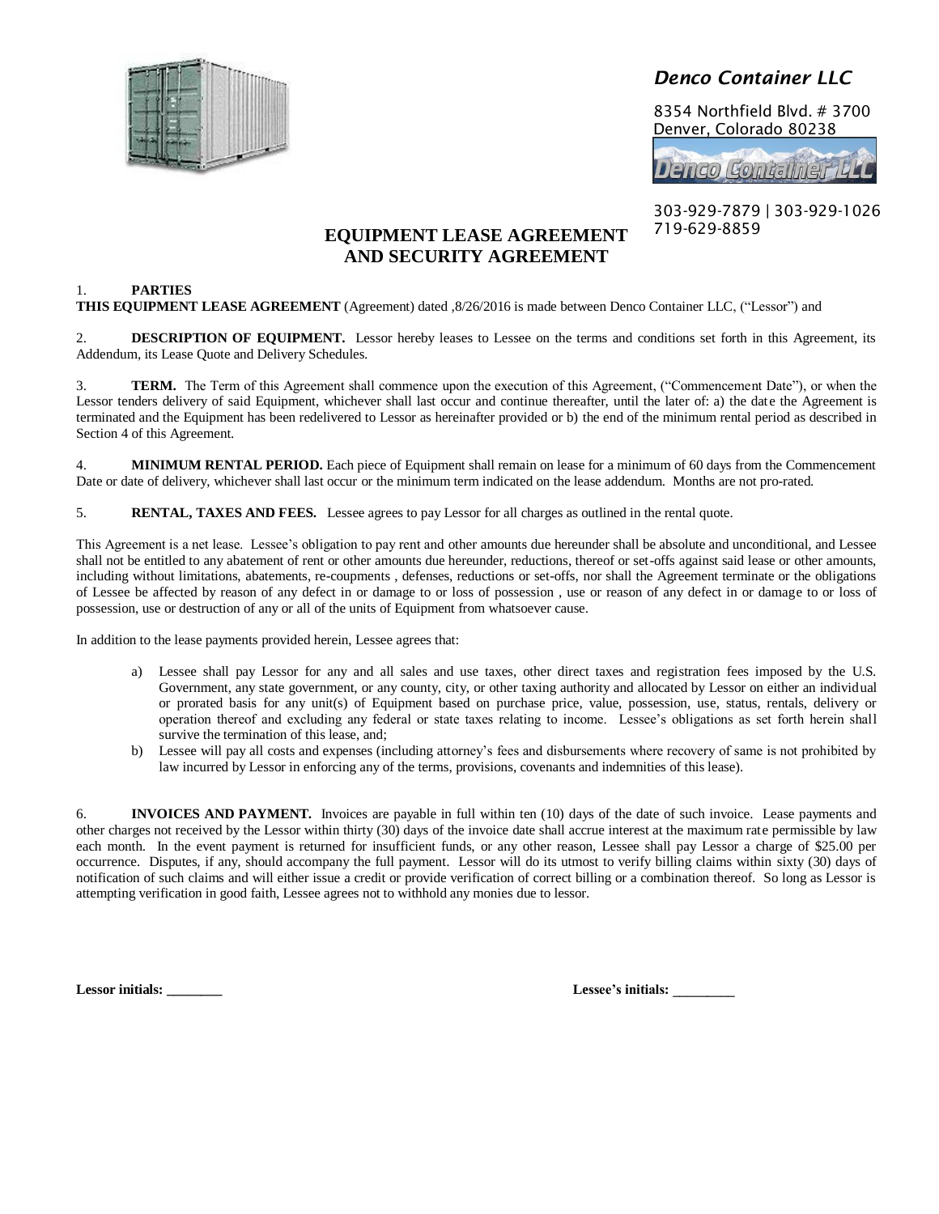*Denco Container LLC*

8354 Northfield Blvd. # 3700
Denver, Colorado 80238

303-929-7879 | 303-929-1026
719-629-8859

# EQUIPMENT LEASE AGREEMENT AND SECURITY AGREEMENT

1. **PARTIES**

**THIS EQUIPMENT LEASE AGREEMENT** (Agreement) dated ,8/26/2016 is made between Denco Container LLC, ("Lessor") and

2. **DESCRIPTION OF EQUIPMENT.** Lessor hereby leases to Lessee on the terms and conditions set forth in this Agreement, its Addendum, its Lease Quote and Delivery Schedules.

3. **TERM.** The Term of this Agreement shall commence upon the execution of this Agreement, ("Commencement Date"), or when the Lessor tenders delivery of said Equipment, whichever shall last occur and continue thereafter, until the later of: a) the date the Agreement is terminated and the Equipment has been redelivered to Lessor as hereinafter provided or b) the end of the minimum rental period as described in Section 4 of this Agreement.

4. **MINIMUM RENTAL PERIOD.** Each piece of Equipment shall remain on lease for a minimum of 60 days from the Commencement Date or date of delivery, whichever shall last occur or the minimum term indicated on the lease addendum. Months are not pro-rated.

5. **RENTAL, TAXES AND FEES.** Lessee agrees to pay Lessor for all charges as outlined in the rental quote.

This Agreement is a net lease. Lessee's obligation to pay rent and other amounts due hereunder shall be absolute and unconditional, and Lessee shall not be entitled to any abatement of rent or other amounts due hereunder, reductions, thereof or set-offs against said lease or other amounts, including without limitations, abatements, re-coupments , defenses, reductions or set-offs, nor shall the Agreement terminate or the obligations of Lessee be affected by reason of any defect in or damage to or loss of possession , use or reason of any defect in or damage to or loss of possession, use or destruction of any or all of the units of Equipment from whatsoever cause.

In addition to the lease payments provided herein, Lessee agrees that:

a) Lessee shall pay Lessor for any and all sales and use taxes, other direct taxes and registration fees imposed by the U.S. Government, any state government, or any county, city, or other taxing authority and allocated by Lessor on either an individual or prorated basis for any unit(s) of Equipment based on purchase price, value, possession, use, status, rentals, delivery or operation thereof and excluding any federal or state taxes relating to income. Lessee's obligations as set forth herein shall survive the termination of this lease, and;
b) Lessee will pay all costs and expenses (including attorney's fees and disbursements where recovery of same is not prohibited by law incurred by Lessor in enforcing any of the terms, provisions, covenants and indemnities of this lease).

6. **INVOICES AND PAYMENT.** Invoices are payable in full within ten (10) days of the date of such invoice. Lease payments and other charges not received by the Lessor within thirty (30) days of the invoice date shall accrue interest at the maximum rate permissible by law each month. In the event payment is returned for insufficient funds, or any other reason, Lessee shall pay Lessor a charge of $25.00 per occurrence. Disputes, if any, should accompany the full payment. Lessor will do its utmost to verify billing claims within sixty (30) days of notification of such claims and will either issue a credit or provide verification of correct billing or a combination thereof. So long as Lessor is attempting verification in good faith, Lessee agrees not to withhold any monies due to lessor.

**Lessor initials: ________** **Lessee's initials: _________**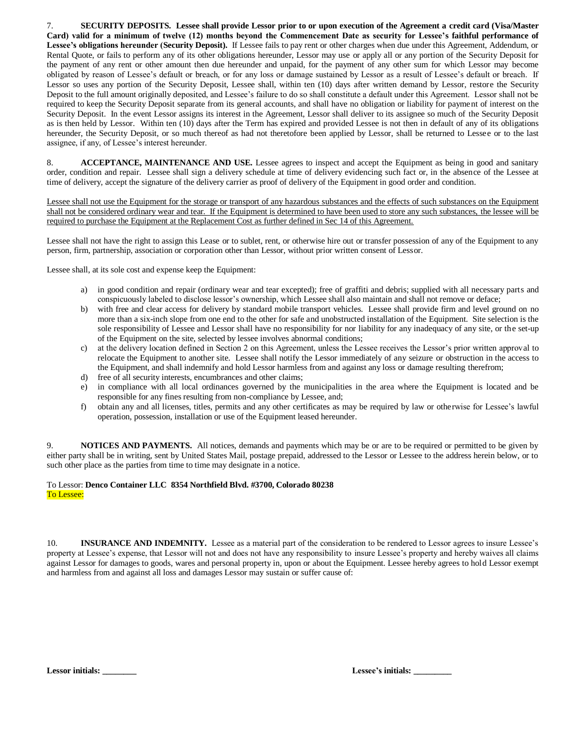7. **SECURITY DEPOSITS. Lessee shall provide Lessor prior to or upon execution of the Agreement a credit card (Visa/Master Card) valid for a minimum of twelve (12) months beyond the Commencement Date as security for Lessee's faithful performance of Lessee's obligations hereunder (Security Deposit).** If Lessee fails to pay rent or other charges when due under this Agreement, Addendum, or Rental Quote, or fails to perform any of its other obligations hereunder, Lessor may use or apply all or any portion of the Security Deposit for the payment of any rent or other amount then due hereunder and unpaid, for the payment of any other sum for which Lessor may become obligated by reason of Lessee's default or breach, or for any loss or damage sustained by Lessor as a result of Lessee's default or breach. If Lessor so uses any portion of the Security Deposit, Lessee shall, within ten (10) days after written demand by Lessor, restore the Security Deposit to the full amount originally deposited, and Lessee's failure to do so shall constitute a default under this Agreement. Lessor shall not be required to keep the Security Deposit separate from its general accounts, and shall have no obligation or liability for payment of interest on the Security Deposit. In the event Lessor assigns its interest in the Agreement, Lessor shall deliver to its assignee so much of the Security Deposit as is then held by Lessor. Within ten (10) days after the Term has expired and provided Lessee is not then in default of any of its obligations hereunder, the Security Deposit, or so much thereof as had not theretofore been applied by Lessor, shall be returned to Lessee or to the last assignee, if any, of Lessee's interest hereunder.

8. **ACCEPTANCE, MAINTENANCE AND USE.** Lessee agrees to inspect and accept the Equipment as being in good and sanitary order, condition and repair. Lessee shall sign a delivery schedule at time of delivery evidencing such fact or, in the absence of the Lessee at time of delivery, accept the signature of the delivery carrier as proof of delivery of the Equipment in good order and condition.

Lessee shall not use the Equipment for the storage or transport of any hazardous substances and the effects of such substances on the Equipment shall not be considered ordinary wear and tear. If the Equipment is determined to have been used to store any such substances, the lessee will be required to purchase the Equipment at the Replacement Cost as further defined in Sec 14 of this Agreement.

Lessee shall not have the right to assign this Lease or to sublet, rent, or otherwise hire out or transfer possession of any of the Equipment to any person, firm, partnership, association or corporation other than Lessor, without prior written consent of Lessor.

Lessee shall, at its sole cost and expense keep the Equipment:

a) in good condition and repair (ordinary wear and tear excepted); free of graffiti and debris; supplied with all necessary parts and conspicuously labeled to disclose lessor's ownership, which Lessee shall also maintain and shall not remove or deface;
b) with free and clear access for delivery by standard mobile transport vehicles. Lessee shall provide firm and level ground on no more than a six-inch slope from one end to the other for safe and unobstructed installation of the Equipment. Site selection is the sole responsibility of Lessee and Lessor shall have no responsibility for nor liability for any inadequacy of any site, or the set-up of the Equipment on the site, selected by lessee involves abnormal conditions;
c) at the delivery location defined in Section 2 on this Agreement, unless the Lessee receives the Lessor's prior written approval to relocate the Equipment to another site. Lessee shall notify the Lessor immediately of any seizure or obstruction in the access to the Equipment, and shall indemnify and hold Lessor harmless from and against any loss or damage resulting therefrom;
d) free of all security interests, encumbrances and other claims;
e) in compliance with all local ordinances governed by the municipalities in the area where the Equipment is located and be responsible for any fines resulting from non-compliance by Lessee, and;
f) obtain any and all licenses, titles, permits and any other certificates as may be required by law or otherwise for Lessee's lawful operation, possession, installation or use of the Equipment leased hereunder.

9. **NOTICES AND PAYMENTS.** All notices, demands and payments which may be or are to be required or permitted to be given by either party shall be in writing, sent by United States Mail, postage prepaid, addressed to the Lessor or Lessee to the address herein below, or to such other place as the parties from time to time may designate in a notice.

To Lessor: **Denco Container LLC 8354 Northfield Blvd. #3700, Colorado 80238**
To Lessee:

10. **INSURANCE AND INDEMNITY.** Lessee as a material part of the consideration to be rendered to Lessor agrees to insure Lessee's property at Lessee's expense, that Lessor will not and does not have any responsibility to insure Lessee's property and hereby waives all claims against Lessor for damages to goods, wares and personal property in, upon or about the Equipment. Lessee hereby agrees to hold Lessor exempt and harmless from and against all loss and damages Lessor may sustain or suffer cause of:

**Lessor initials: \_\_\_\_\_\_\_\_** **Lessee's initials: \_\_\_\_\_\_\_\_\_**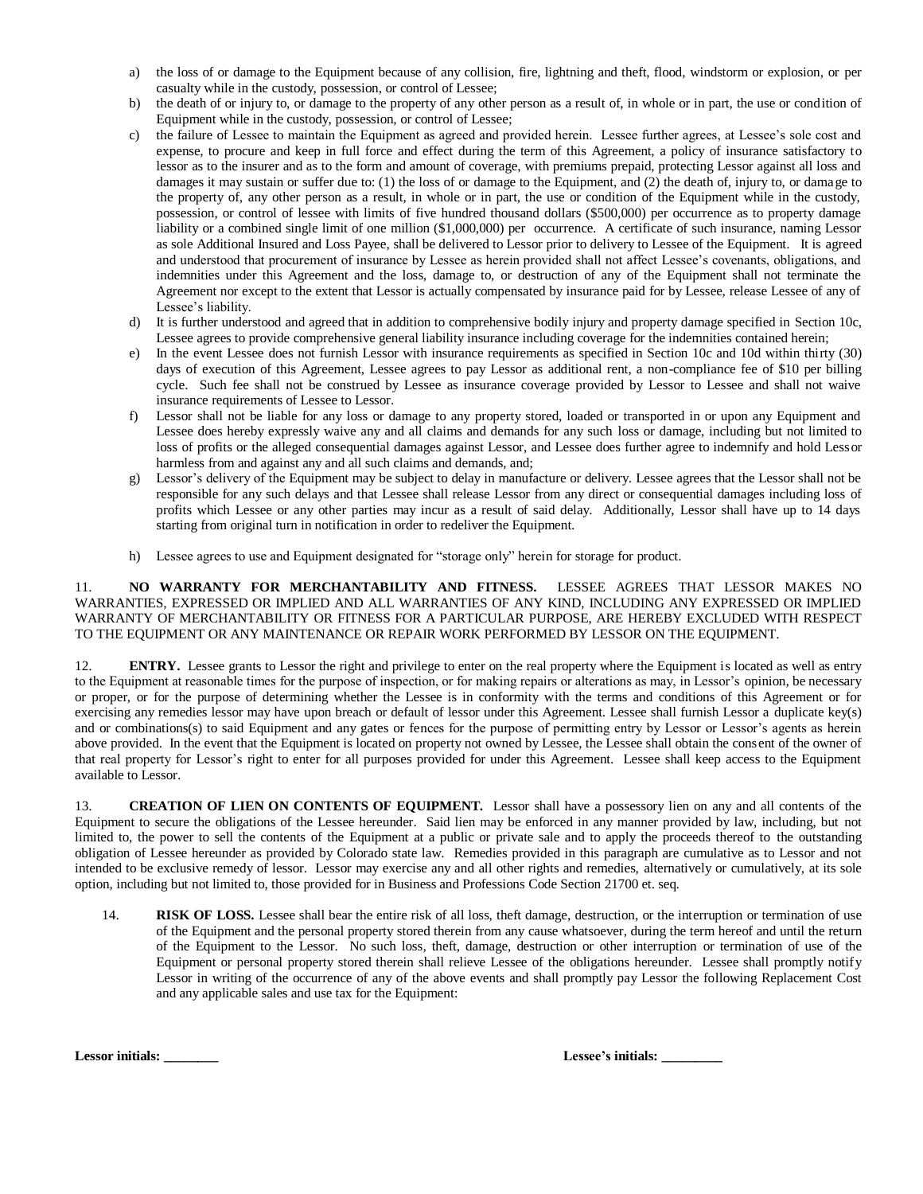a) the loss of or damage to the Equipment because of any collision, fire, lightning and theft, flood, windstorm or explosion, or per casualty while in the custody, possession, or control of Lessee;

b) the death of or injury to, or damage to the property of any other person as a result of, in whole or in part, the use or condition of Equipment while in the custody, possession, or control of Lessee;

c) the failure of Lessee to maintain the Equipment as agreed and provided herein. Lessee further agrees, at Lessee's sole cost and expense, to procure and keep in full force and effect during the term of this Agreement, a policy of insurance satisfactory to lessor as to the insurer and as to the form and amount of coverage, with premiums prepaid, protecting Lessor against all loss and damages it may sustain or suffer due to: (1) the loss of or damage to the Equipment, and (2) the death of, injury to, or damage to the property of, any other person as a result, in whole or in part, the use or condition of the Equipment while in the custody, possession, or control of lessee with limits of five hundred thousand dollars ($500,000) per occurrence as to property damage liability or a combined single limit of one million ($1,000,000) per occurrence. A certificate of such insurance, naming Lessor as sole Additional Insured and Loss Payee, shall be delivered to Lessor prior to delivery to Lessee of the Equipment. It is agreed and understood that procurement of insurance by Lessee as herein provided shall not affect Lessee's covenants, obligations, and indemnities under this Agreement and the loss, damage to, or destruction of any of the Equipment shall not terminate the Agreement nor except to the extent that Lessor is actually compensated by insurance paid for by Lessee, release Lessee of any of Lessee's liability.

d) It is further understood and agreed that in addition to comprehensive bodily injury and property damage specified in Section 10c, Lessee agrees to provide comprehensive general liability insurance including coverage for the indemnities contained herein;

e) In the event Lessee does not furnish Lessor with insurance requirements as specified in Section 10c and 10d within thirty (30) days of execution of this Agreement, Lessee agrees to pay Lessor as additional rent, a non-compliance fee of $10 per billing cycle. Such fee shall not be construed by Lessee as insurance coverage provided by Lessor to Lessee and shall not waive insurance requirements of Lessee to Lessor.

f) Lessor shall not be liable for any loss or damage to any property stored, loaded or transported in or upon any Equipment and Lessee does hereby expressly waive any and all claims and demands for any such loss or damage, including but not limited to loss of profits or the alleged consequential damages against Lessor, and Lessee does further agree to indemnify and hold Lessor harmless from and against any and all such claims and demands, and;

g) Lessor's delivery of the Equipment may be subject to delay in manufacture or delivery. Lessee agrees that the Lessor shall not be responsible for any such delays and that Lessee shall release Lessor from any direct or consequential damages including loss of profits which Lessee or any other parties may incur as a result of said delay. Additionally, Lessor shall have up to 14 days starting from original turn in notification in order to redeliver the Equipment.

h) Lessee agrees to use and Equipment designated for "storage only" herein for storage for product.

11. **NO WARRANTY FOR MERCHANTABILITY AND FITNESS.** LESSEE AGREES THAT LESSOR MAKES NO WARRANTIES, EXPRESSED OR IMPLIED AND ALL WARRANTIES OF ANY KIND, INCLUDING ANY EXPRESSED OR IMPLIED WARRANTY OF MERCHANTABILITY OR FITNESS FOR A PARTICULAR PURPOSE, ARE HEREBY EXCLUDED WITH RESPECT TO THE EQUIPMENT OR ANY MAINTENANCE OR REPAIR WORK PERFORMED BY LESSOR ON THE EQUIPMENT.

12. **ENTRY.** Lessee grants to Lessor the right and privilege to enter on the real property where the Equipment is located as well as entry to the Equipment at reasonable times for the purpose of inspection, or for making repairs or alterations as may, in Lessor's opinion, be necessary or proper, or for the purpose of determining whether the Lessee is in conformity with the terms and conditions of this Agreement or for exercising any remedies lessor may have upon breach or default of lessor under this Agreement. Lessee shall furnish Lessor a duplicate key(s) and or combinations(s) to said Equipment and any gates or fences for the purpose of permitting entry by Lessor or Lessor's agents as herein above provided. In the event that the Equipment is located on property not owned by Lessee, the Lessee shall obtain the consent of the owner of that real property for Lessor's right to enter for all purposes provided for under this Agreement. Lessee shall keep access to the Equipment available to Lessor.

13. **CREATION OF LIEN ON CONTENTS OF EQUIPMENT.** Lessor shall have a possessory lien on any and all contents of the Equipment to secure the obligations of the Lessee hereunder. Said lien may be enforced in any manner provided by law, including, but not limited to, the power to sell the contents of the Equipment at a public or private sale and to apply the proceeds thereof to the outstanding obligation of Lessee hereunder as provided by Colorado state law. Remedies provided in this paragraph are cumulative as to Lessor and not intended to be exclusive remedy of lessor. Lessor may exercise any and all other rights and remedies, alternatively or cumulatively, at its sole option, including but not limited to, those provided for in Business and Professions Code Section 21700 et. seq.

14. **RISK OF LOSS.** Lessee shall bear the entire risk of all loss, theft damage, destruction, or the interruption or termination of use of the Equipment and the personal property stored therein from any cause whatsoever, during the term hereof and until the return of the Equipment to the Lessor. No such loss, theft, damage, destruction or other interruption or termination of use of the Equipment or personal property stored therein shall relieve Lessee of the obligations hereunder. Lessee shall promptly notify Lessor in writing of the occurrence of any of the above events and shall promptly pay Lessor the following Replacement Cost and any applicable sales and use tax for the Equipment:

**Lessor initials: ________** **Lessee's initials: _________**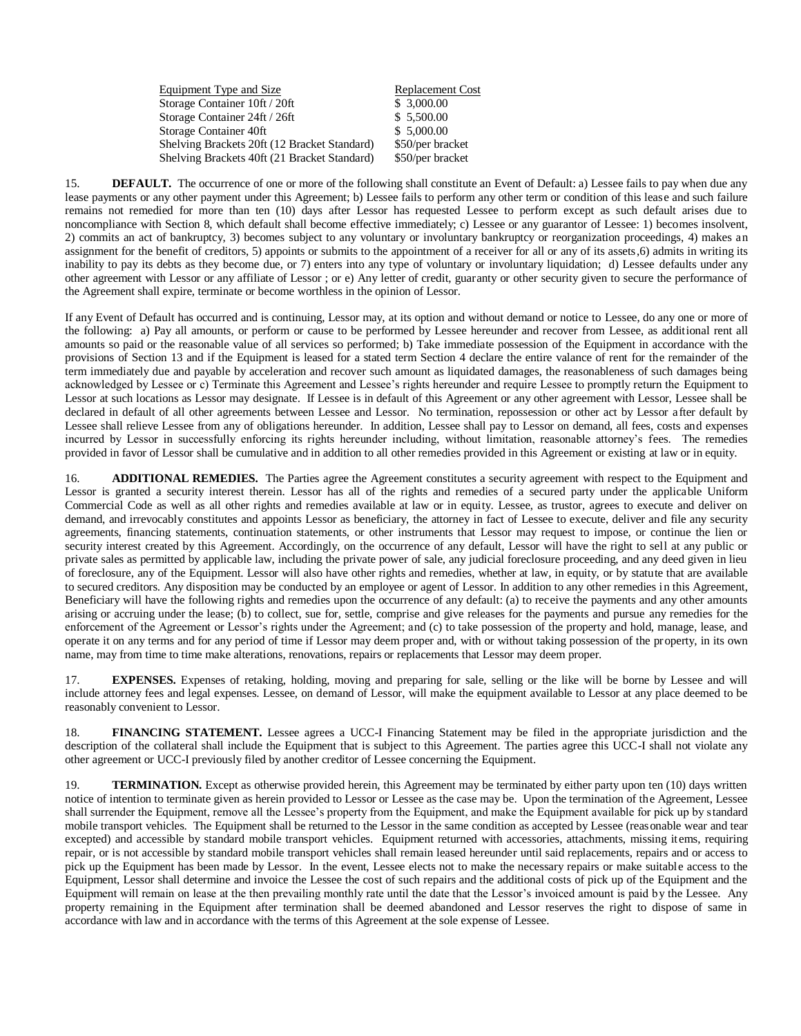| Equipment Type and Size | Replacement Cost |
| --- | --- |
| Storage Container 10ft / 20ft | $ 3,000.00 |
| Storage Container 24ft / 26ft | $ 5,500.00 |
| Storage Container 40ft | $ 5,000.00 |
| Shelving Brackets 20ft (12 Bracket Standard) | $50/per bracket |
| Shelving Brackets 40ft (21 Bracket Standard) | $50/per bracket |

15. **DEFAULT.** The occurrence of one or more of the following shall constitute an Event of Default: a) Lessee fails to pay when due any lease payments or any other payment under this Agreement; b) Lessee fails to perform any other term or condition of this lease and such failure remains not remedied for more than ten (10) days after Lessor has requested Lessee to perform except as such default arises due to noncompliance with Section 8, which default shall become effective immediately; c) Lessee or any guarantor of Lessee: 1) becomes insolvent, 2) commits an act of bankruptcy, 3) becomes subject to any voluntary or involuntary bankruptcy or reorganization proceedings, 4) makes an assignment for the benefit of creditors, 5) appoints or submits to the appointment of a receiver for all or any of its assets,6) admits in writing its inability to pay its debts as they become due, or 7) enters into any type of voluntary or involuntary liquidation; d) Lessee defaults under any other agreement with Lessor or any affiliate of Lessor ; or e) Any letter of credit, guaranty or other security given to secure the performance of the Agreement shall expire, terminate or become worthless in the opinion of Lessor.

If any Event of Default has occurred and is continuing, Lessor may, at its option and without demand or notice to Lessee, do any one or more of the following: a) Pay all amounts, or perform or cause to be performed by Lessee hereunder and recover from Lessee, as additional rent all amounts so paid or the reasonable value of all services so performed; b) Take immediate possession of the Equipment in accordance with the provisions of Section 13 and if the Equipment is leased for a stated term Section 4 declare the entire valance of rent for the remainder of the term immediately due and payable by acceleration and recover such amount as liquidated damages, the reasonableness of such damages being acknowledged by Lessee or c) Terminate this Agreement and Lessee's rights hereunder and require Lessee to promptly return the Equipment to Lessor at such locations as Lessor may designate. If Lessee is in default of this Agreement or any other agreement with Lessor, Lessee shall be declared in default of all other agreements between Lessee and Lessor. No termination, repossession or other act by Lessor after default by Lessee shall relieve Lessee from any of obligations hereunder. In addition, Lessee shall pay to Lessor on demand, all fees, costs and expenses incurred by Lessor in successfully enforcing its rights hereunder including, without limitation, reasonable attorney's fees. The remedies provided in favor of Lessor shall be cumulative and in addition to all other remedies provided in this Agreement or existing at law or in equity.

16. **ADDITIONAL REMEDIES.** The Parties agree the Agreement constitutes a security agreement with respect to the Equipment and Lessor is granted a security interest therein. Lessor has all of the rights and remedies of a secured party under the applicable Uniform Commercial Code as well as all other rights and remedies available at law or in equity. Lessee, as trustor, agrees to execute and deliver on demand, and irrevocably constitutes and appoints Lessor as beneficiary, the attorney in fact of Lessee to execute, deliver and file any security agreements, financing statements, continuation statements, or other instruments that Lessor may request to impose, or continue the lien or security interest created by this Agreement. Accordingly, on the occurrence of any default, Lessor will have the right to sell at any public or private sales as permitted by applicable law, including the private power of sale, any judicial foreclosure proceeding, and any deed given in lieu of foreclosure, any of the Equipment. Lessor will also have other rights and remedies, whether at law, in equity, or by statute that are available to secured creditors. Any disposition may be conducted by an employee or agent of Lessor. In addition to any other remedies in this Agreement, Beneficiary will have the following rights and remedies upon the occurrence of any default: (a) to receive the payments and any other amounts arising or accruing under the lease; (b) to collect, sue for, settle, comprise and give releases for the payments and pursue any remedies for the enforcement of the Agreement or Lessor's rights under the Agreement; and (c) to take possession of the property and hold, manage, lease, and operate it on any terms and for any period of time if Lessor may deem proper and, with or without taking possession of the property, in its own name, may from time to time make alterations, renovations, repairs or replacements that Lessor may deem proper.

17. **EXPENSES.** Expenses of retaking, holding, moving and preparing for sale, selling or the like will be borne by Lessee and will include attorney fees and legal expenses. Lessee, on demand of Lessor, will make the equipment available to Lessor at any place deemed to be reasonably convenient to Lessor.

18. **FINANCING STATEMENT.** Lessee agrees a UCC-I Financing Statement may be filed in the appropriate jurisdiction and the description of the collateral shall include the Equipment that is subject to this Agreement. The parties agree this UCC-I shall not violate any other agreement or UCC-I previously filed by another creditor of Lessee concerning the Equipment.

19. **TERMINATION.** Except as otherwise provided herein, this Agreement may be terminated by either party upon ten (10) days written notice of intention to terminate given as herein provided to Lessor or Lessee as the case may be. Upon the termination of the Agreement, Lessee shall surrender the Equipment, remove all the Lessee's property from the Equipment, and make the Equipment available for pick up by standard mobile transport vehicles. The Equipment shall be returned to the Lessor in the same condition as accepted by Lessee (reasonable wear and tear excepted) and accessible by standard mobile transport vehicles. Equipment returned with accessories, attachments, missing items, requiring repair, or is not accessible by standard mobile transport vehicles shall remain leased hereunder until said replacements, repairs and or access to pick up the Equipment has been made by Lessor. In the event, Lessee elects not to make the necessary repairs or make suitable access to the Equipment, Lessor shall determine and invoice the Lessee the cost of such repairs and the additional costs of pick up of the Equipment and the Equipment will remain on lease at the then prevailing monthly rate until the date that the Lessor's invoiced amount is paid by the Lessee. Any property remaining in the Equipment after termination shall be deemed abandoned and Lessor reserves the right to dispose of same in accordance with law and in accordance with the terms of this Agreement at the sole expense of Lessee.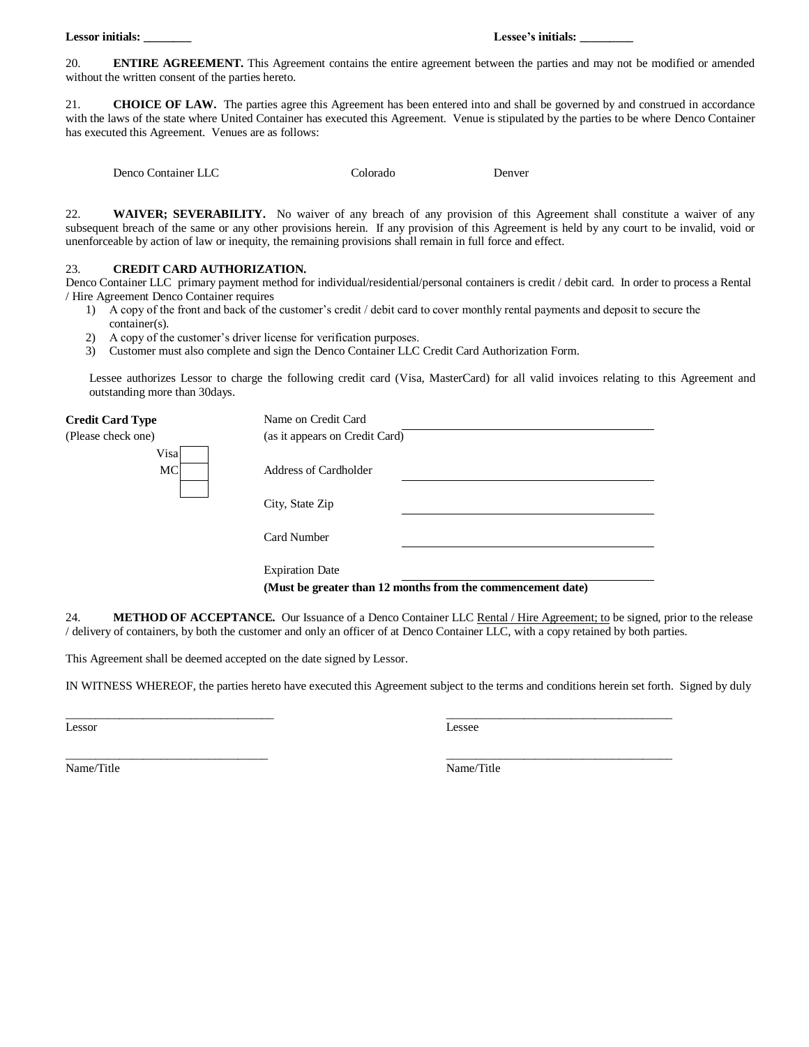**Lessor initials: _______** **Lessee's initials: ________**

20. **ENTIRE AGREEMENT.** This Agreement contains the entire agreement between the parties and may not be modified or amended without the written consent of the parties hereto.

21. **CHOICE OF LAW.** The parties agree this Agreement has been entered into and shall be governed by and construed in accordance with the laws of the state where United Container has executed this Agreement. Venue is stipulated by the parties to be where Denco Container has executed this Agreement. Venues are as follows:

| | | |
|---|---|---|
| Denco Container LLC | Colorado | Denver |

22. **WAIVER; SEVERABILITY.** No waiver of any breach of any provision of this Agreement shall constitute a waiver of any subsequent breach of the same or any other provisions herein. If any provision of this Agreement is held by any court to be invalid, void or unenforceable by action of law or inequity, the remaining provisions shall remain in full force and effect.

23. **CREDIT CARD AUTHORIZATION.**
Denco Container LLC primary payment method for individual/residential/personal containers is credit / debit card. In order to process a Rental / Hire Agreement Denco Container requires

1) A copy of the front and back of the customer's credit / debit card to cover monthly rental payments and deposit to secure the container(s).
2) A copy of the customer's driver license for verification purposes.
3) Customer must also complete and sign the Denco Container LLC Credit Card Authorization Form.

Lessee authorizes Lessor to charge the following credit card (Visa, MasterCard) for all valid invoices relating to this Agreement and outstanding more than 30days.

**Credit Card Type**
(Please check one)

Visa ☐
MC ☐
☐

Name on Credit Card (as it appears on Credit Card) ______________________________

Address of Cardholder ______________________________

City, State Zip ______________________________

Card Number ______________________________

Expiration Date ______________________________
**(Must be greater than 12 months from the commencement date)**

24. **METHOD OF ACCEPTANCE.** Our Issuance of a Denco Container LLC Rental / Hire Agreement; to be signed, prior to the release / delivery of containers, by both the customer and only an officer of at Denco Container LLC, with a copy retained by both parties.

This Agreement shall be deemed accepted on the date signed by Lessor.

IN WITNESS WHEREOF, the parties hereto have executed this Agreement subject to the terms and conditions herein set forth. Signed by duly

___________________________________ ___________________________________
Lessor Lessee

___________________________________ ___________________________________
Name/Title Name/Title